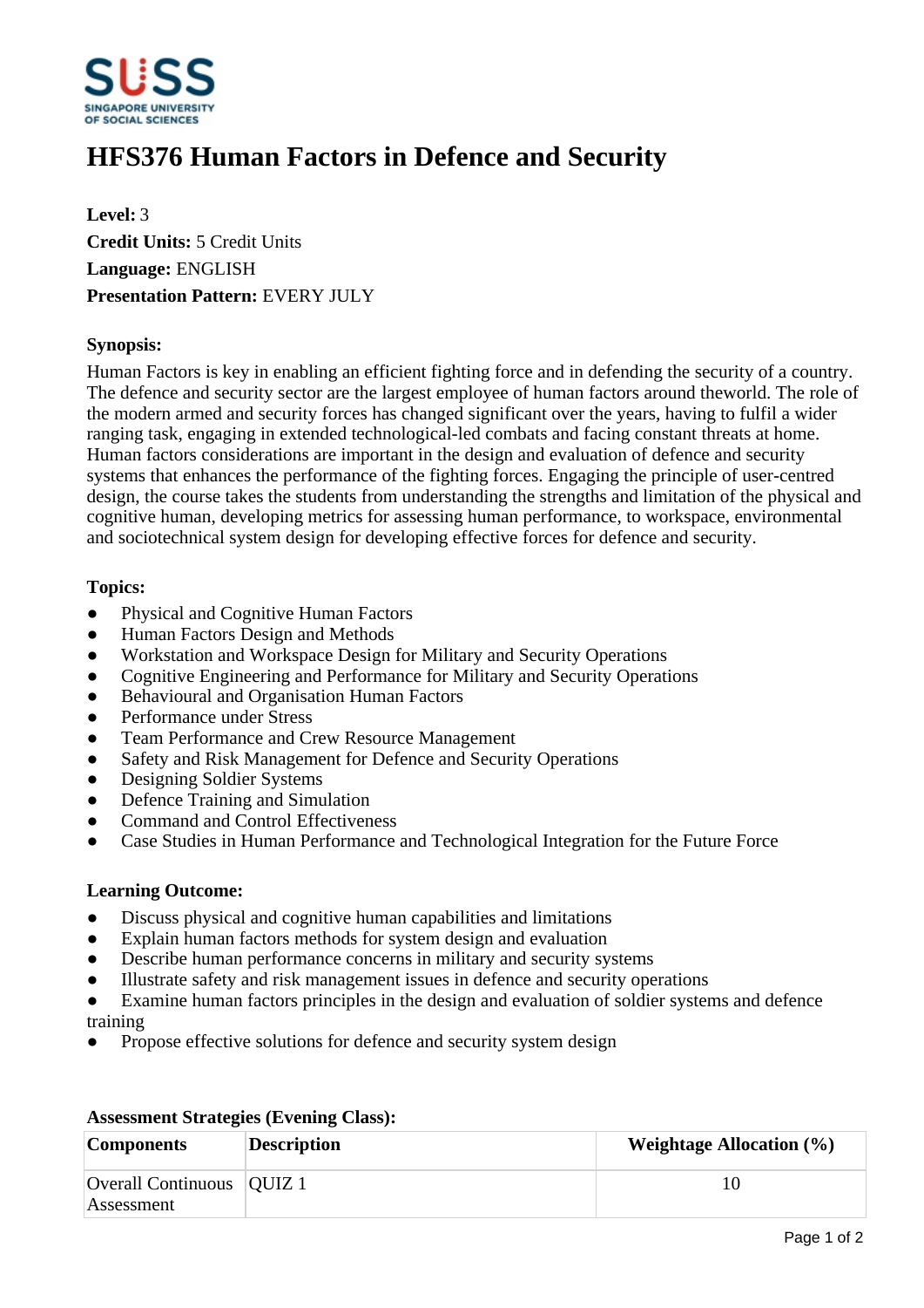# HFS376 Human Factors in Defence and Security

**Level:** 3
**Credit Units:** 5 Credit Units
**Language:** ENGLISH
**Presentation Pattern:** EVERY JULY

### Synopsis:

Human Factors is key in enabling an efficient fighting force and in defending the security of a country. The defence and security sector are the largest employee of human factors around theworld. The role of the modern armed and security forces has changed significant over the years, having to fulfil a wider ranging task, engaging in extended technological-led combats and facing constant threats at home. Human factors considerations are important in the design and evaluation of defence and security systems that enhances the performance of the fighting forces. Engaging the principle of user-centred design, the course takes the students from understanding the strengths and limitation of the physical and cognitive human, developing metrics for assessing human performance, to workspace, environmental and sociotechnical system design for developing effective forces for defence and security.

### Topics:

- Physical and Cognitive Human Factors
- Human Factors Design and Methods
- Workstation and Workspace Design for Military and Security Operations
- Cognitive Engineering and Performance for Military and Security Operations
- Behavioural and Organisation Human Factors
- Performance under Stress
- Team Performance and Crew Resource Management
- Safety and Risk Management for Defence and Security Operations
- Designing Soldier Systems
- Defence Training and Simulation
- Command and Control Effectiveness
- Case Studies in Human Performance and Technological Integration for the Future Force

### Learning Outcome:

- Discuss physical and cognitive human capabilities and limitations
- Explain human factors methods for system design and evaluation
- Describe human performance concerns in military and security systems
- Illustrate safety and risk management issues in defence and security operations
- Examine human factors principles in the design and evaluation of soldier systems and defence training
- Propose effective solutions for defence and security system design

### Assessment Strategies (Evening Class):

| Components | Description | Weightage Allocation (%) |
| --- | --- | --- |
| Overall Continuous Assessment | QUIZ 1 | 10 |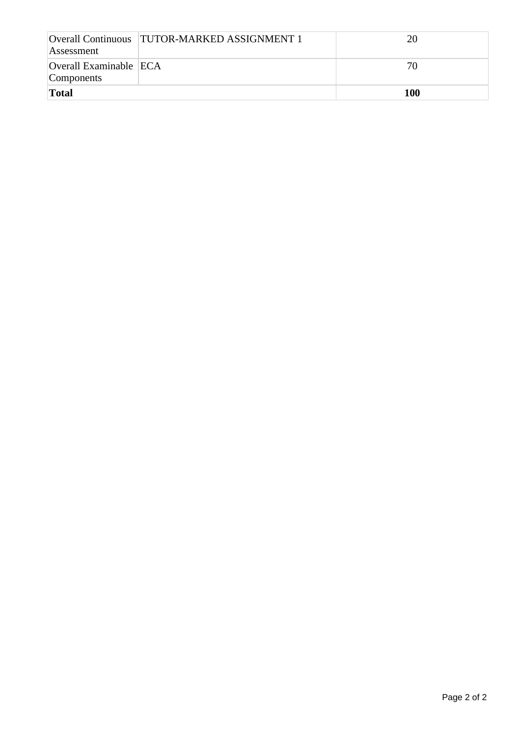| | | |
|---|---|---|
| Overall Continuous Assessment | TUTOR-MARKED ASSIGNMENT 1 | 20 |
| Overall Examinable Components | ECA | 70 |
| **Total** | | **100** |